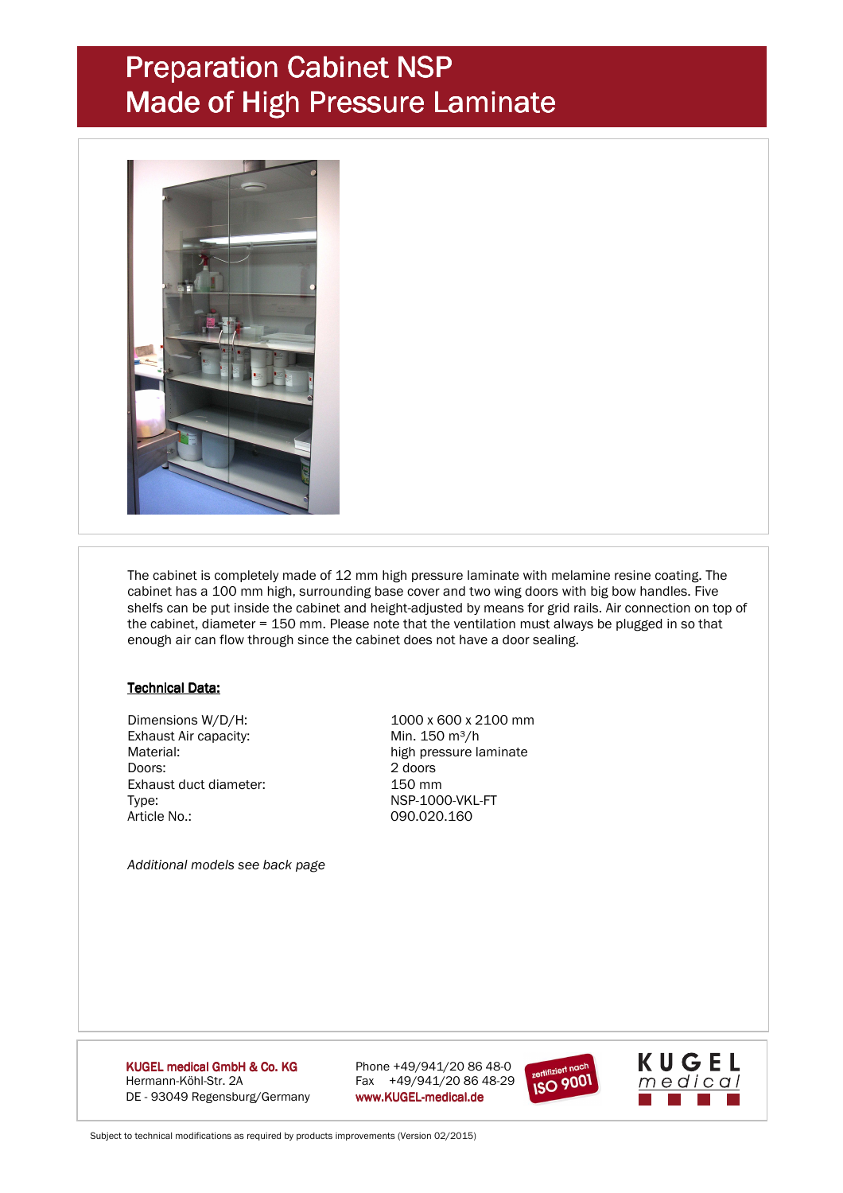# Preparation Cabinet NSP
# Made of High Pressure Laminate

The cabinet is completely made of 12 mm high pressure laminate with melamine resine coating. The cabinet has a 100 mm high, surrounding base cover and two wing doors with big bow handles. Five shelfs can be put inside the cabinet and height-adjusted by means for grid rails. Air connection on top of the cabinet, diameter = 150 mm. Please note that the ventilation must always be plugged in so that enough air can flow through since the cabinet does not have a door sealing.

**Technical Data:**

| | |
|---|---|
| Dimensions W/D/H: | 1000 x 600 x 2100 mm |
| Exhaust Air capacity: | Min. 150 m³/h |
| Material: | high pressure laminate |
| Doors: | 2 doors |
| Exhaust duct diameter: | 150 mm |
| Type: | NSP-1000-VKL-FT |
| Article No.: | 090.020.160 |

*Additional models see back page*

**KUGEL medical GmbH & Co. KG**
Hermann-Köhl-Str. 2A
DE - 93049 Regensburg/Germany

Phone +49/941/20 86 48-0
Fax +49/941/20 86 48-29
www.KUGEL-medical.de

zertifiziert nach ISO 9001

KUGEL medical

Subject to technical modifications as required by products improvements (Version 02/2015)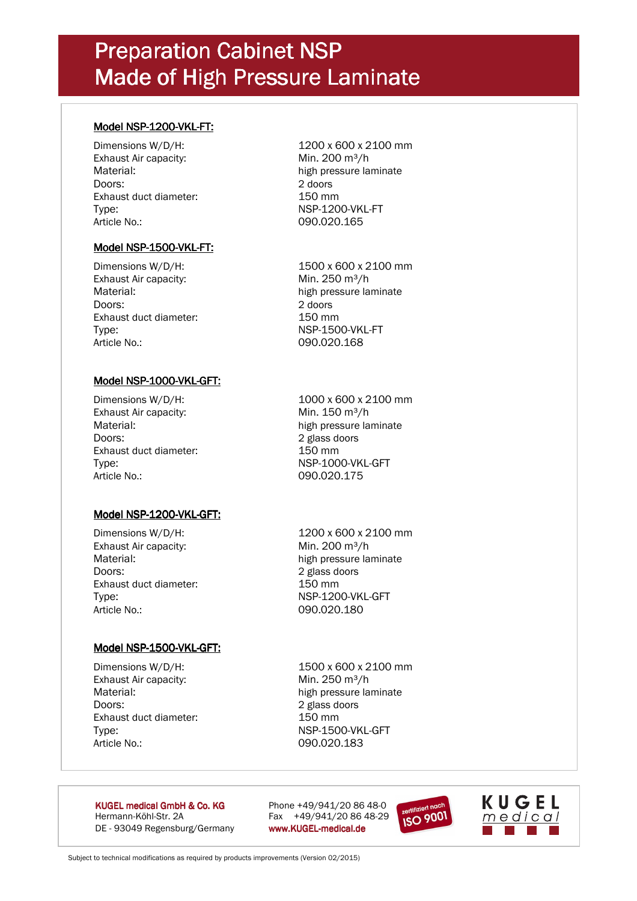# Preparation Cabinet NSP
# Made of High Pressure Laminate

## Model NSP-1200-VKL-FT:

| | |
|---|---|
| Dimensions W/D/H: | 1200 x 600 x 2100 mm |
| Exhaust Air capacity: | Min. 200 m³/h |
| Material: | high pressure laminate |
| Doors: | 2 doors |
| Exhaust duct diameter: | 150 mm |
| Type: | NSP-1200-VKL-FT |
| Article No.: | 090.020.165 |

## Model NSP-1500-VKL-FT:

| | |
|---|---|
| Dimensions W/D/H: | 1500 x 600 x 2100 mm |
| Exhaust Air capacity: | Min. 250 m³/h |
| Material: | high pressure laminate |
| Doors: | 2 doors |
| Exhaust duct diameter: | 150 mm |
| Type: | NSP-1500-VKL-FT |
| Article No.: | 090.020.168 |

## Model NSP-1000-VKL-GFT:

| | |
|---|---|
| Dimensions W/D/H: | 1000 x 600 x 2100 mm |
| Exhaust Air capacity: | Min. 150 m³/h |
| Material: | high pressure laminate |
| Doors: | 2 glass doors |
| Exhaust duct diameter: | 150 mm |
| Type: | NSP-1000-VKL-GFT |
| Article No.: | 090.020.175 |

## Model NSP-1200-VKL-GFT:

| | |
|---|---|
| Dimensions W/D/H: | 1200 x 600 x 2100 mm |
| Exhaust Air capacity: | Min. 200 m³/h |
| Material: | high pressure laminate |
| Doors: | 2 glass doors |
| Exhaust duct diameter: | 150 mm |
| Type: | NSP-1200-VKL-GFT |
| Article No.: | 090.020.180 |

## Model NSP-1500-VKL-GFT:

| | |
|---|---|
| Dimensions W/D/H: | 1500 x 600 x 2100 mm |
| Exhaust Air capacity: | Min. 250 m³/h |
| Material: | high pressure laminate |
| Doors: | 2 glass doors |
| Exhaust duct diameter: | 150 mm |
| Type: | NSP-1500-VKL-GFT |
| Article No.: | 090.020.183 |

**KUGEL medical GmbH & Co. KG**
Hermann-Köhl-Str. 2A
DE - 93049 Regensburg/Germany

Phone +49/941/20 86 48-0
Fax +49/941/20 86 48-29
**www.KUGEL-medical.de**

zertifiziert nach ISO 9001

KUGEL medical

Subject to technical modifications as required by products improvements (Version 02/2015)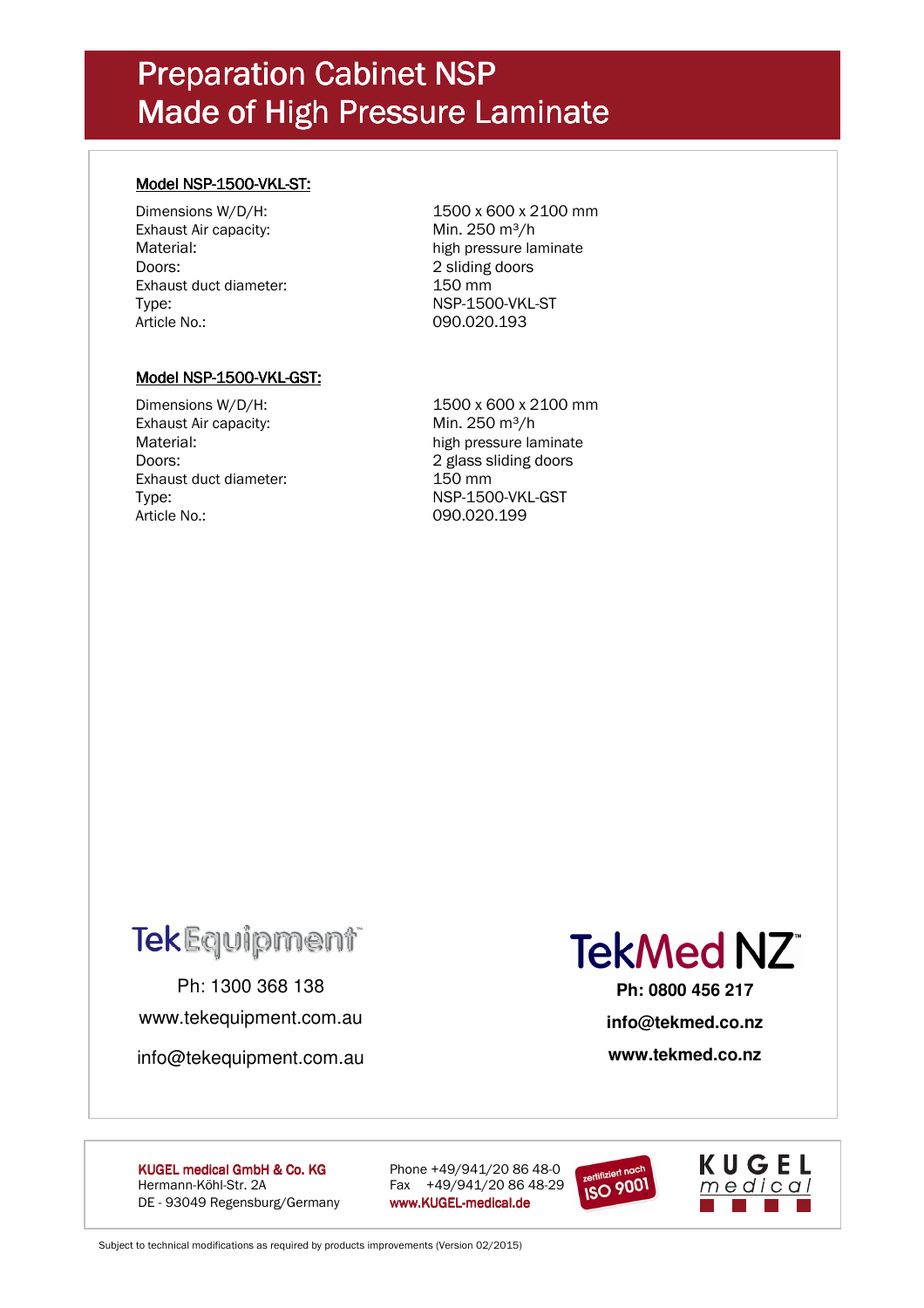# Preparation Cabinet NSP
# Made of High Pressure Laminate

**Model NSP-1500-VKL-ST:**

| | |
|---|---|
| Dimensions W/D/H: | 1500 x 600 x 2100 mm |
| Exhaust Air capacity: | Min. 250 m³/h |
| Material: | high pressure laminate |
| Doors: | 2 sliding doors |
| Exhaust duct diameter: | 150 mm |
| Type: | NSP-1500-VKL-ST |
| Article No.: | 090.020.193 |

**Model NSP-1500-VKL-GST:**

| | |
|---|---|
| Dimensions W/D/H: | 1500 x 600 x 2100 mm |
| Exhaust Air capacity: | Min. 250 m³/h |
| Material: | high pressure laminate |
| Doors: | 2 glass sliding doors |
| Exhaust duct diameter: | 150 mm |
| Type: | NSP-1500-VKL-GST |
| Article No.: | 090.020.199 |

TekEquipment™

Ph: 1300 368 138

www.tekequipment.com.au

info@tekequipment.com.au

TekMed NZ™

**Ph: 0800 456 217**

**info@tekmed.co.nz**

**www.tekmed.co.nz**

**KUGEL medical GmbH & Co. KG**
Hermann-Köhl-Str. 2A
DE - 93049 Regensburg/Germany

Phone +49/941/20 86 48-0
Fax +49/941/20 86 48-29
**www.KUGEL-medical.de**

zertifiziert nach ISO 9001

KUGEL medical

Subject to technical modifications as required by products improvements (Version 02/2015)